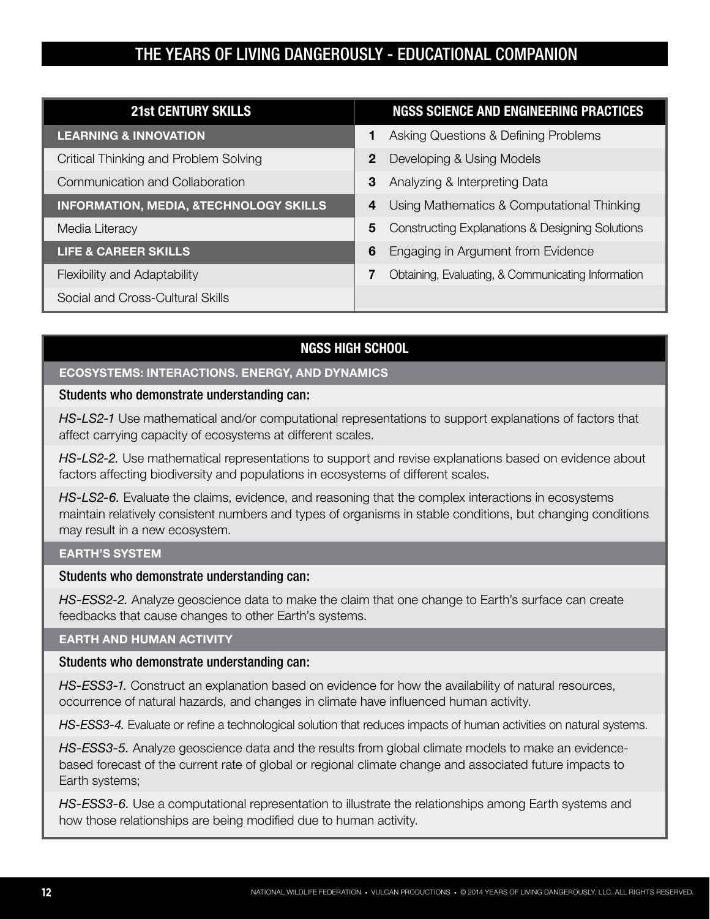# THE YEARS OF LIVING DANGEROUSLY - EDUCATIONAL COMPANION

| 21st CENTURY SKILLS | NGSS SCIENCE AND ENGINEERING PRACTICES |
|---|---|
| **LEARNING & INNOVATION** | **1** Asking Questions & Defining Problems |
| Critical Thinking and Problem Solving | **2** Developing & Using Models |
| Communication and Collaboration | **3** Analyzing & Interpreting Data |
| **INFORMATION, MEDIA, &TECHNOLOGY SKILLS** | **4** Using Mathematics & Computational Thinking |
| Media Literacy | **5** Constructing Explanations & Designing Solutions |
| **LIFE & CAREER SKILLS** | **6** Engaging in Argument from Evidence |
| Flexibility and Adaptability | **7** Obtaining, Evaluating, & Communicating Information |
| Social and Cross-Cultural Skills | |

## NGSS HIGH SCHOOL

### ECOSYSTEMS: INTERACTIONS. ENERGY, AND DYNAMICS

Students who demonstrate understanding can:

*HS-LS2-1* Use mathematical and/or computational representations to support explanations of factors that affect carrying capacity of ecosystems at different scales.

*HS-LS2-2.* Use mathematical representations to support and revise explanations based on evidence about factors affecting biodiversity and populations in ecosystems of different scales.

*HS-LS2-6.* Evaluate the claims, evidence, and reasoning that the complex interactions in ecosystems maintain relatively consistent numbers and types of organisms in stable conditions, but changing conditions may result in a new ecosystem.

### EARTH'S SYSTEM

Students who demonstrate understanding can:

*HS-ESS2-2.* Analyze geoscience data to make the claim that one change to Earth's surface can create feedbacks that cause changes to other Earth's systems.

### EARTH AND HUMAN ACTIVITY

Students who demonstrate understanding can:

*HS-ESS3-1.* Construct an explanation based on evidence for how the availability of natural resources, occurrence of natural hazards, and changes in climate have influenced human activity.

*HS-ESS3-4.* Evaluate or refine a technological solution that reduces impacts of human activities on natural systems.

*HS-ESS3-5.* Analyze geoscience data and the results from global climate models to make an evidence-based forecast of the current rate of global or regional climate change and associated future impacts to Earth systems;

*HS-ESS3-6.* Use a computational representation to illustrate the relationships among Earth systems and how those relationships are being modified due to human activity.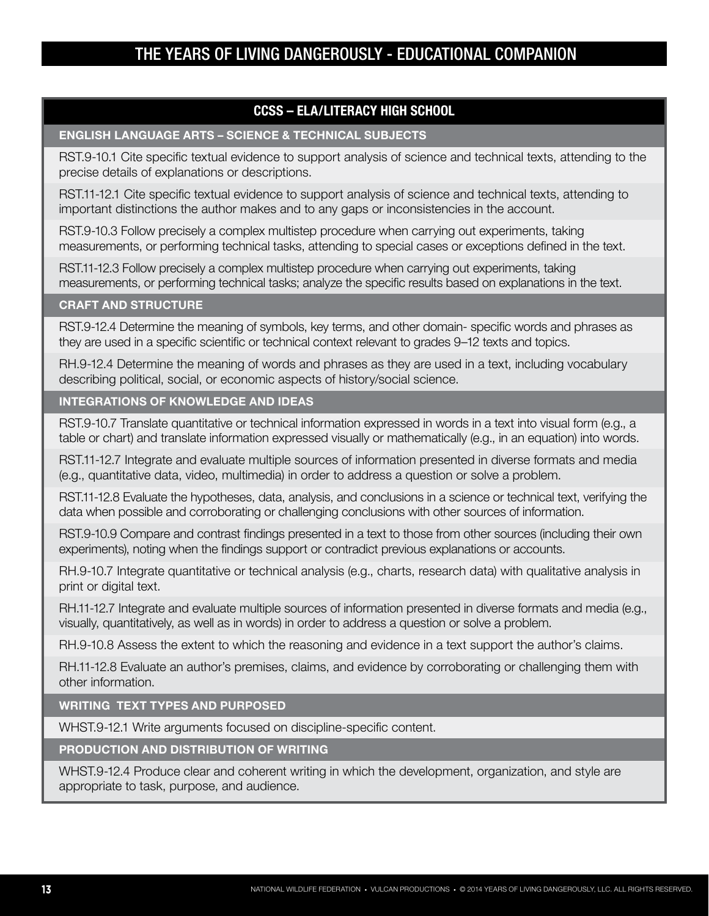## CCSS – ELA/LITERACY HIGH SCHOOL

### ENGLISH LANGUAGE ARTS – SCIENCE & TECHNICAL SUBJECTS

RST.9-10.1 Cite specific textual evidence to support analysis of science and technical texts, attending to the precise details of explanations or descriptions.

RST.11-12.1 Cite specific textual evidence to support analysis of science and technical texts, attending to important distinctions the author makes and to any gaps or inconsistencies in the account.

RST.9-10.3 Follow precisely a complex multistep procedure when carrying out experiments, taking measurements, or performing technical tasks, attending to special cases or exceptions defined in the text.

RST.11-12.3 Follow precisely a complex multistep procedure when carrying out experiments, taking measurements, or performing technical tasks; analyze the specific results based on explanations in the text.

### CRAFT AND STRUCTURE

RST.9-12.4 Determine the meaning of symbols, key terms, and other domain- specific words and phrases as they are used in a specific scientific or technical context relevant to grades 9–12 texts and topics.

RH.9-12.4 Determine the meaning of words and phrases as they are used in a text, including vocabulary describing political, social, or economic aspects of history/social science.

### INTEGRATIONS OF KNOWLEDGE AND IDEAS

RST.9-10.7 Translate quantitative or technical information expressed in words in a text into visual form (e.g., a table or chart) and translate information expressed visually or mathematically (e.g., in an equation) into words.

RST.11-12.7 Integrate and evaluate multiple sources of information presented in diverse formats and media (e.g., quantitative data, video, multimedia) in order to address a question or solve a problem.

RST.11-12.8 Evaluate the hypotheses, data, analysis, and conclusions in a science or technical text, verifying the data when possible and corroborating or challenging conclusions with other sources of information.

RST.9-10.9 Compare and contrast findings presented in a text to those from other sources (including their own experiments), noting when the findings support or contradict previous explanations or accounts.

RH.9-10.7 Integrate quantitative or technical analysis (e.g., charts, research data) with qualitative analysis in print or digital text.

RH.11-12.7 Integrate and evaluate multiple sources of information presented in diverse formats and media (e.g., visually, quantitatively, as well as in words) in order to address a question or solve a problem.

RH.9-10.8 Assess the extent to which the reasoning and evidence in a text support the author's claims.

RH.11-12.8 Evaluate an author's premises, claims, and evidence by corroborating or challenging them with other information.

### WRITING TEXT TYPES AND PURPOSED

WHST.9-12.1 Write arguments focused on discipline-specific content.

### PRODUCTION AND DISTRIBUTION OF WRITING

WHST.9-12.4 Produce clear and coherent writing in which the development, organization, and style are appropriate to task, purpose, and audience.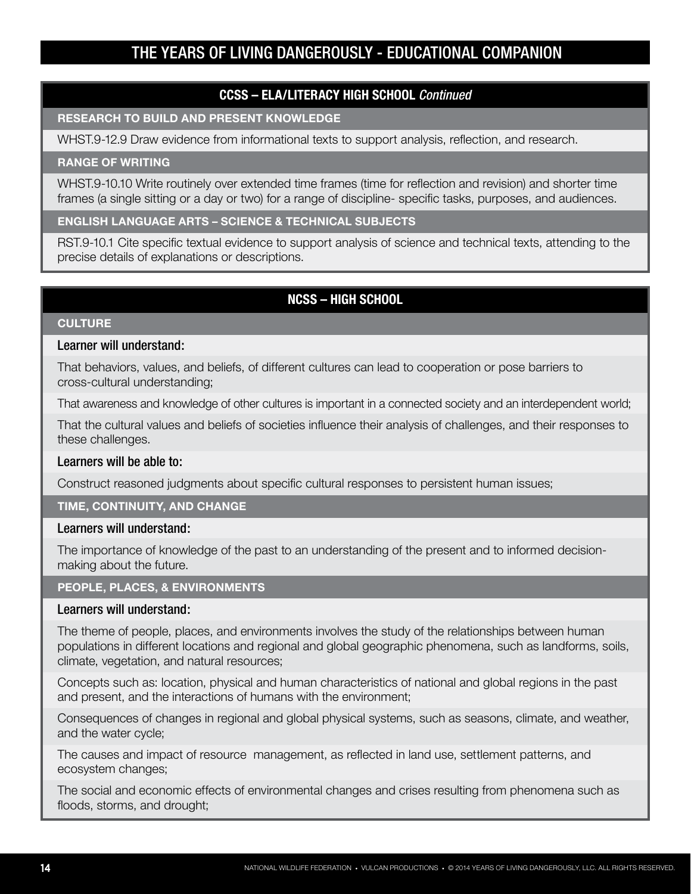## CCSS – ELA/LITERACY HIGH SCHOOL *Continued*

### RESEARCH TO BUILD AND PRESENT KNOWLEDGE

WHST.9-12.9 Draw evidence from informational texts to support analysis, reflection, and research.

### RANGE OF WRITING

WHST.9-10.10 Write routinely over extended time frames (time for reflection and revision) and shorter time frames (a single sitting or a day or two) for a range of discipline- specific tasks, purposes, and audiences.

### ENGLISH LANGUAGE ARTS – SCIENCE & TECHNICAL SUBJECTS

RST.9-10.1 Cite specific textual evidence to support analysis of science and technical texts, attending to the precise details of explanations or descriptions.

## NCSS – HIGH SCHOOL

### CULTURE

**Learner will understand:**

That behaviors, values, and beliefs, of different cultures can lead to cooperation or pose barriers to cross-cultural understanding;

That awareness and knowledge of other cultures is important in a connected society and an interdependent world;

That the cultural values and beliefs of societies influence their analysis of challenges, and their responses to these challenges.

**Learners will be able to:**

Construct reasoned judgments about specific cultural responses to persistent human issues;

### TIME, CONTINUITY, AND CHANGE

**Learners will understand:**

The importance of knowledge of the past to an understanding of the present and to informed decision-making about the future.

### PEOPLE, PLACES, & ENVIRONMENTS

**Learners will understand:**

The theme of people, places, and environments involves the study of the relationships between human populations in different locations and regional and global geographic phenomena, such as landforms, soils, climate, vegetation, and natural resources;

Concepts such as: location, physical and human characteristics of national and global regions in the past and present, and the interactions of humans with the environment;

Consequences of changes in regional and global physical systems, such as seasons, climate, and weather, and the water cycle;

The causes and impact of resource management, as reflected in land use, settlement patterns, and ecosystem changes;

The social and economic effects of environmental changes and crises resulting from phenomena such as floods, storms, and drought;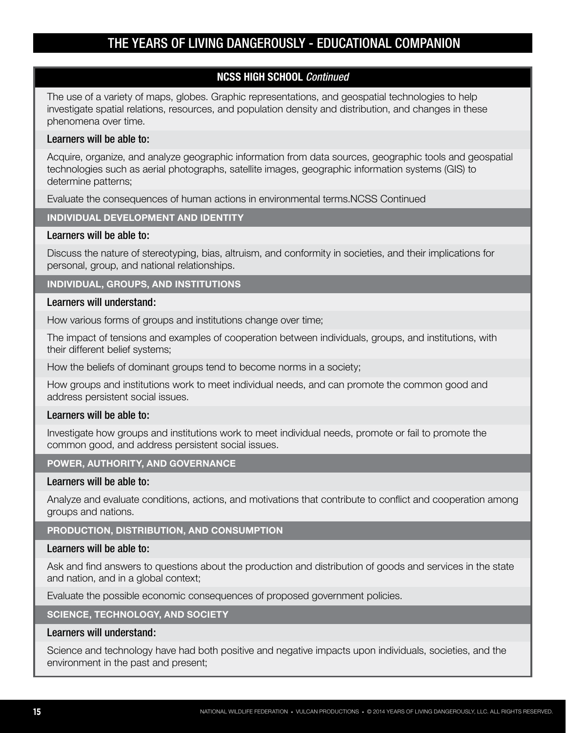## NCSS HIGH SCHOOL *Continued*

The use of a variety of maps, globes. Graphic representations, and geospatial technologies to help investigate spatial relations, resources, and population density and distribution, and changes in these phenomena over time.

**Learners will be able to:**

Acquire, organize, and analyze geographic information from data sources, geographic tools and geospatial technologies such as aerial photographs, satellite images, geographic information systems (GIS) to determine patterns;

Evaluate the consequences of human actions in environmental terms.NCSS Continued

### INDIVIDUAL DEVELOPMENT AND IDENTITY

**Learners will be able to:**

Discuss the nature of stereotyping, bias, altruism, and conformity in societies, and their implications for personal, group, and national relationships.

### INDIVIDUAL, GROUPS, AND INSTITUTIONS

**Learners will understand:**

How various forms of groups and institutions change over time;

The impact of tensions and examples of cooperation between individuals, groups, and institutions, with their different belief systems;

How the beliefs of dominant groups tend to become norms in a society;

How groups and institutions work to meet individual needs, and can promote the common good and address persistent social issues.

**Learners will be able to:**

Investigate how groups and institutions work to meet individual needs, promote or fail to promote the common good, and address persistent social issues.

### POWER, AUTHORITY, AND GOVERNANCE

**Learners will be able to:**

Analyze and evaluate conditions, actions, and motivations that contribute to conflict and cooperation among groups and nations.

### PRODUCTION, DISTRIBUTION, AND CONSUMPTION

**Learners will be able to:**

Ask and find answers to questions about the production and distribution of goods and services in the state and nation, and in a global context;

Evaluate the possible economic consequences of proposed government policies.

### SCIENCE, TECHNOLOGY, AND SOCIETY

**Learners will understand:**

Science and technology have had both positive and negative impacts upon individuals, societies, and the environment in the past and present;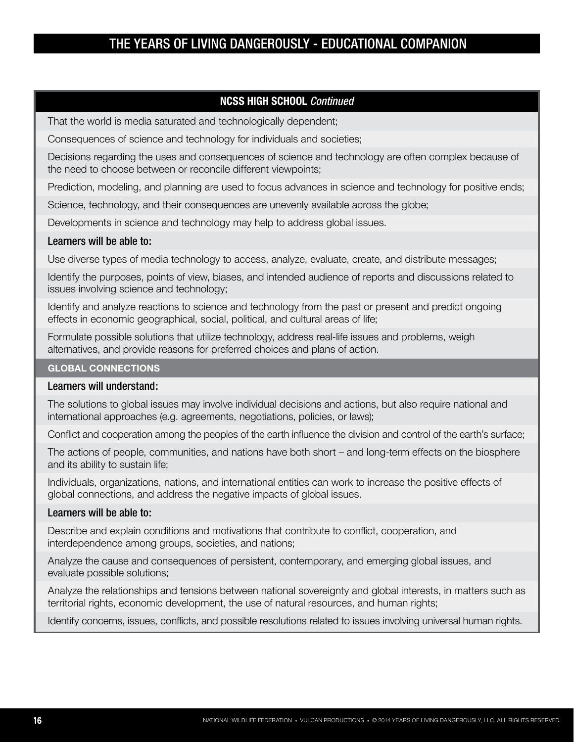## NCSS HIGH SCHOOL *Continued*

That the world is media saturated and technologically dependent;

Consequences of science and technology for individuals and societies;

Decisions regarding the uses and consequences of science and technology are often complex because of the need to choose between or reconcile different viewpoints;

Prediction, modeling, and planning are used to focus advances in science and technology for positive ends;

Science, technology, and their consequences are unevenly available across the globe;

Developments in science and technology may help to address global issues.

**Learners will be able to:**

Use diverse types of media technology to access, analyze, evaluate, create, and distribute messages;

Identify the purposes, points of view, biases, and intended audience of reports and discussions related to issues involving science and technology;

Identify and analyze reactions to science and technology from the past or present and predict ongoing effects in economic geographical, social, political, and cultural areas of life;

Formulate possible solutions that utilize technology, address real-life issues and problems, weigh alternatives, and provide reasons for preferred choices and plans of action.

### GLOBAL CONNECTIONS

**Learners will understand:**

The solutions to global issues may involve individual decisions and actions, but also require national and international approaches (e.g. agreements, negotiations, policies, or laws);

Conflict and cooperation among the peoples of the earth influence the division and control of the earth's surface;

The actions of people, communities, and nations have both short – and long-term effects on the biosphere and its ability to sustain life;

Individuals, organizations, nations, and international entities can work to increase the positive effects of global connections, and address the negative impacts of global issues.

**Learners will be able to:**

Describe and explain conditions and motivations that contribute to conflict, cooperation, and interdependence among groups, societies, and nations;

Analyze the cause and consequences of persistent, contemporary, and emerging global issues, and evaluate possible solutions;

Analyze the relationships and tensions between national sovereignty and global interests, in matters such as territorial rights, economic development, the use of natural resources, and human rights;

Identify concerns, issues, conflicts, and possible resolutions related to issues involving universal human rights.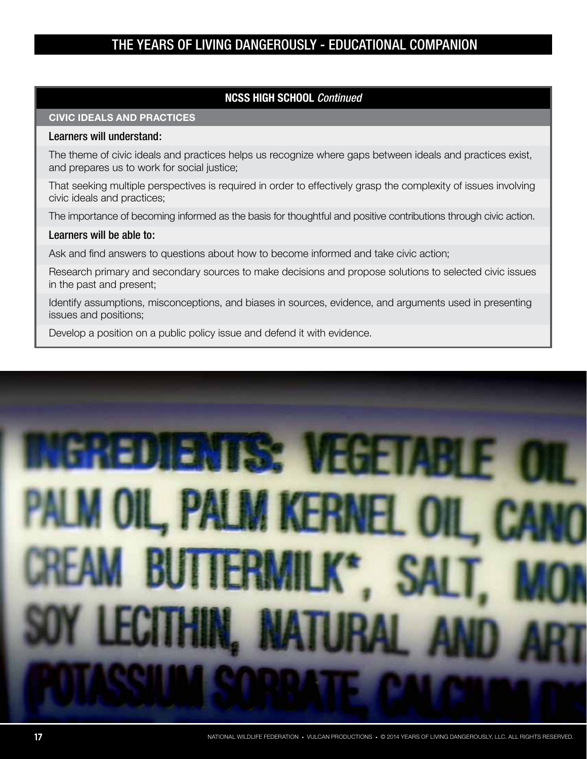## NCSS HIGH SCHOOL *Continued*

**CIVIC IDEALS AND PRACTICES**

Learners will understand:

The theme of civic ideals and practices helps us recognize where gaps between ideals and practices exist, and prepares us to work for social justice;

That seeking multiple perspectives is required in order to effectively grasp the complexity of issues involving civic ideals and practices;

The importance of becoming informed as the basis for thoughtful and positive contributions through civic action.

Learners will be able to:

Ask and find answers to questions about how to become informed and take civic action;

Research primary and secondary sources to make decisions and propose solutions to selected civic issues in the past and present;

Identify assumptions, misconceptions, and biases in sources, evidence, and arguments used in presenting issues and positions;

Develop a position on a public policy issue and defend it with evidence.